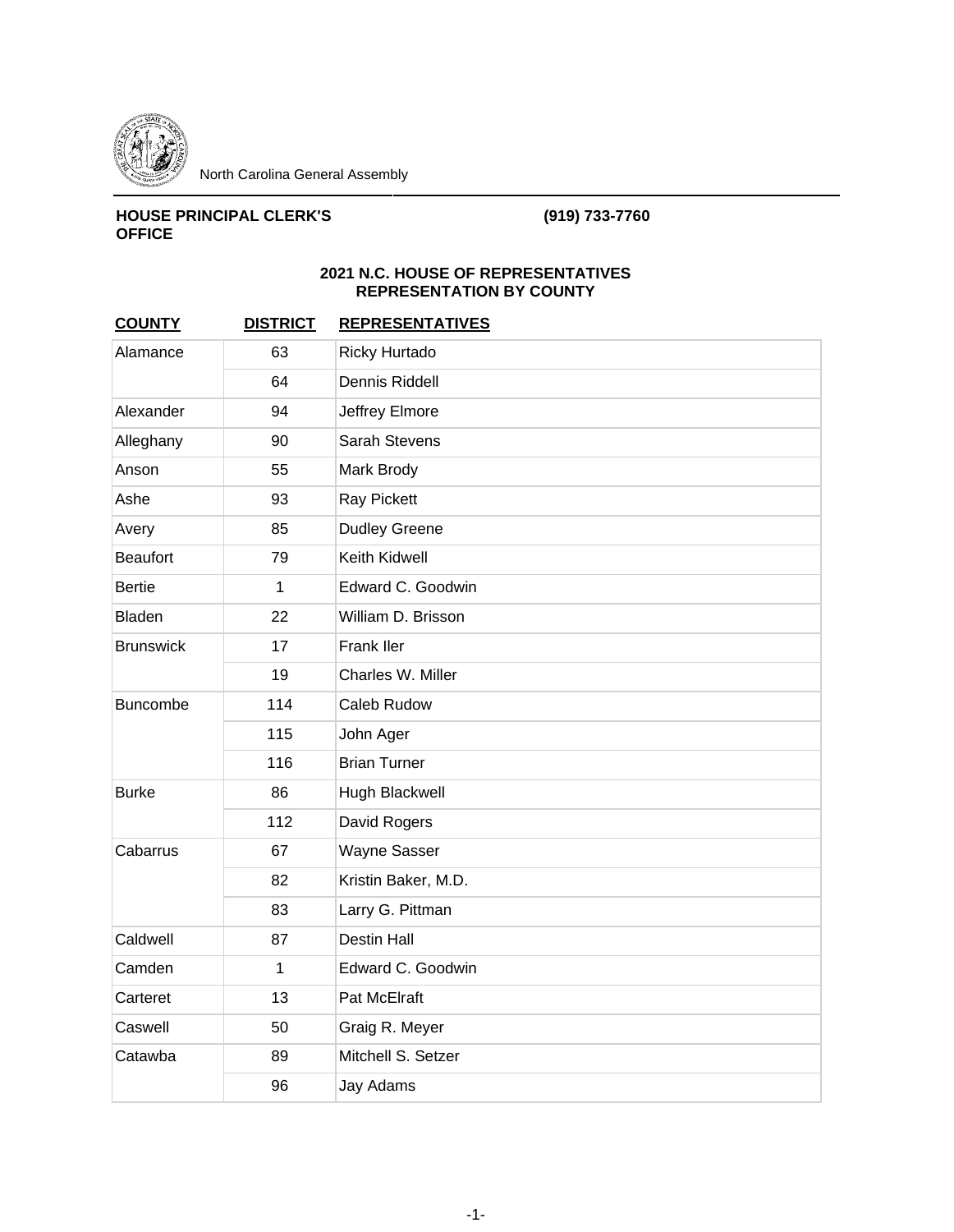North Carolina General Assembly

**HOUSE PRINCIPAL CLERK'S OFFICE** **(919) 733-7760**

## 2021 N.C. HOUSE OF REPRESENTATIVES
## REPRESENTATION BY COUNTY

| COUNTY | DISTRICT | REPRESENTATIVES |
|---|---|---|
| Alamance | 63 | Ricky Hurtado |
| | 64 | Dennis Riddell |
| Alexander | 94 | Jeffrey Elmore |
| Alleghany | 90 | Sarah Stevens |
| Anson | 55 | Mark Brody |
| Ashe | 93 | Ray Pickett |
| Avery | 85 | Dudley Greene |
| Beaufort | 79 | Keith Kidwell |
| Bertie | 1 | Edward C. Goodwin |
| Bladen | 22 | William D. Brisson |
| Brunswick | 17 | Frank Iler |
| | 19 | Charles W. Miller |
| Buncombe | 114 | Caleb Rudow |
| | 115 | John Ager |
| | 116 | Brian Turner |
| Burke | 86 | Hugh Blackwell |
| | 112 | David Rogers |
| Cabarrus | 67 | Wayne Sasser |
| | 82 | Kristin Baker, M.D. |
| | 83 | Larry G. Pittman |
| Caldwell | 87 | Destin Hall |
| Camden | 1 | Edward C. Goodwin |
| Carteret | 13 | Pat McElraft |
| Caswell | 50 | Graig R. Meyer |
| Catawba | 89 | Mitchell S. Setzer |
| | 96 | Jay Adams |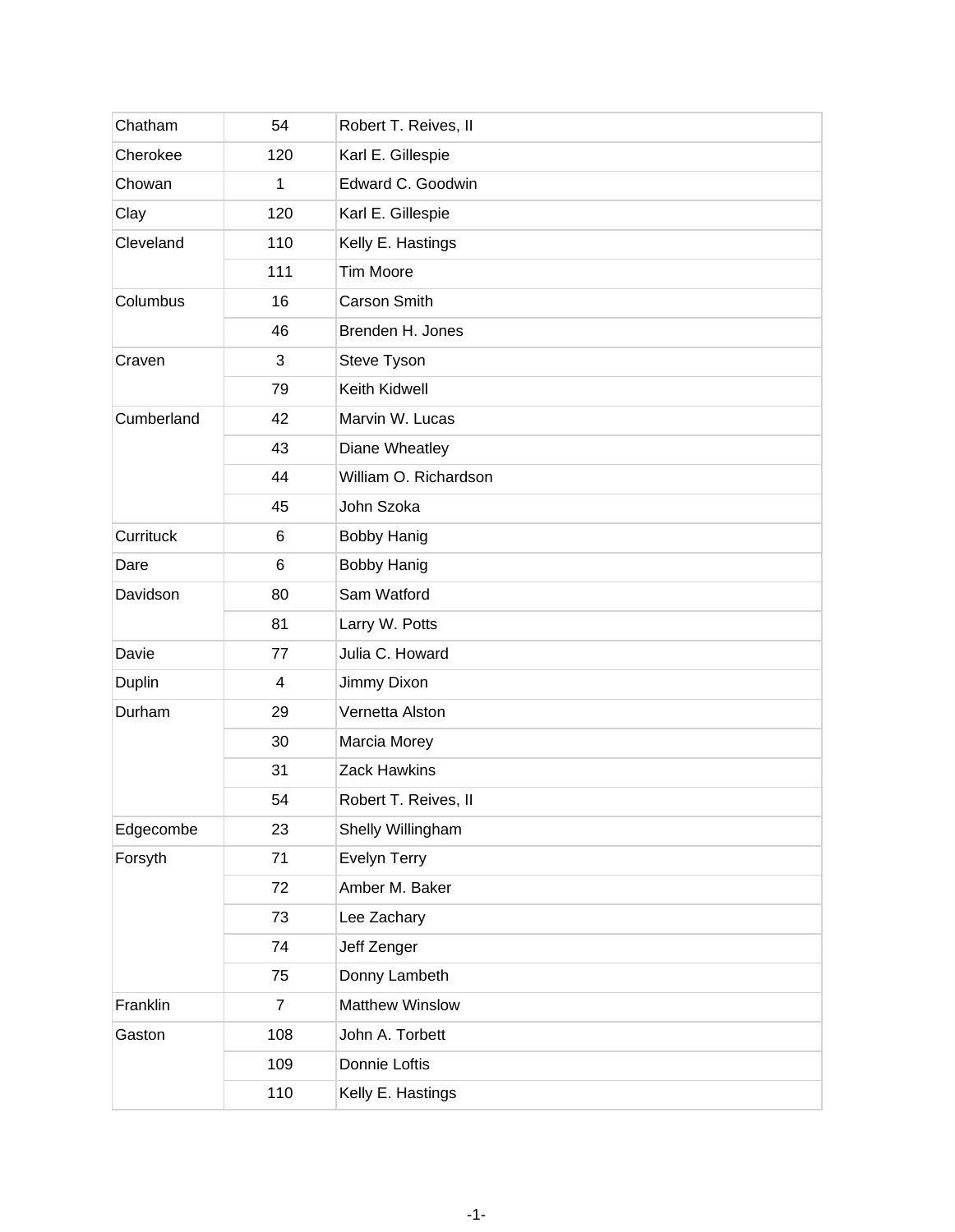| Chatham | 54 | Robert T. Reives, II |
|---|---|---|
| Cherokee | 120 | Karl E. Gillespie |
| Chowan | 1 | Edward C. Goodwin |
| Clay | 120 | Karl E. Gillespie |
| Cleveland | 110 | Kelly E. Hastings |
| | 111 | Tim Moore |
| Columbus | 16 | Carson Smith |
| | 46 | Brenden H. Jones |
| Craven | 3 | Steve Tyson |
| | 79 | Keith Kidwell |
| Cumberland | 42 | Marvin W. Lucas |
| | 43 | Diane Wheatley |
| | 44 | William O. Richardson |
| | 45 | John Szoka |
| Currituck | 6 | Bobby Hanig |
| Dare | 6 | Bobby Hanig |
| Davidson | 80 | Sam Watford |
| | 81 | Larry W. Potts |
| Davie | 77 | Julia C. Howard |
| Duplin | 4 | Jimmy Dixon |
| Durham | 29 | Vernetta Alston |
| | 30 | Marcia Morey |
| | 31 | Zack Hawkins |
| | 54 | Robert T. Reives, II |
| Edgecombe | 23 | Shelly Willingham |
| Forsyth | 71 | Evelyn Terry |
| | 72 | Amber M. Baker |
| | 73 | Lee Zachary |
| | 74 | Jeff Zenger |
| | 75 | Donny Lambeth |
| Franklin | 7 | Matthew Winslow |
| Gaston | 108 | John A. Torbett |
| | 109 | Donnie Loftis |
| | 110 | Kelly E. Hastings |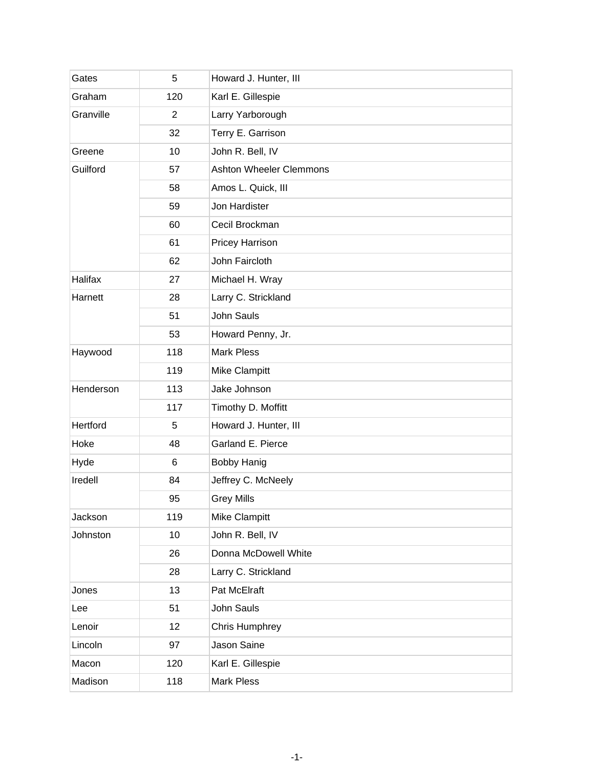| | | |
|---|---|---|
| Gates | 5 | Howard J. Hunter, III |
| Graham | 120 | Karl E. Gillespie |
| Granville | 2 | Larry Yarborough |
| | 32 | Terry E. Garrison |
| Greene | 10 | John R. Bell, IV |
| Guilford | 57 | Ashton Wheeler Clemmons |
| | 58 | Amos L. Quick, III |
| | 59 | Jon Hardister |
| | 60 | Cecil Brockman |
| | 61 | Pricey Harrison |
| | 62 | John Faircloth |
| Halifax | 27 | Michael H. Wray |
| Harnett | 28 | Larry C. Strickland |
| | 51 | John Sauls |
| | 53 | Howard Penny, Jr. |
| Haywood | 118 | Mark Pless |
| | 119 | Mike Clampitt |
| Henderson | 113 | Jake Johnson |
| | 117 | Timothy D. Moffitt |
| Hertford | 5 | Howard J. Hunter, III |
| Hoke | 48 | Garland E. Pierce |
| Hyde | 6 | Bobby Hanig |
| Iredell | 84 | Jeffrey C. McNeely |
| | 95 | Grey Mills |
| Jackson | 119 | Mike Clampitt |
| Johnston | 10 | John R. Bell, IV |
| | 26 | Donna McDowell White |
| | 28 | Larry C. Strickland |
| Jones | 13 | Pat McElraft |
| Lee | 51 | John Sauls |
| Lenoir | 12 | Chris Humphrey |
| Lincoln | 97 | Jason Saine |
| Macon | 120 | Karl E. Gillespie |
| Madison | 118 | Mark Pless |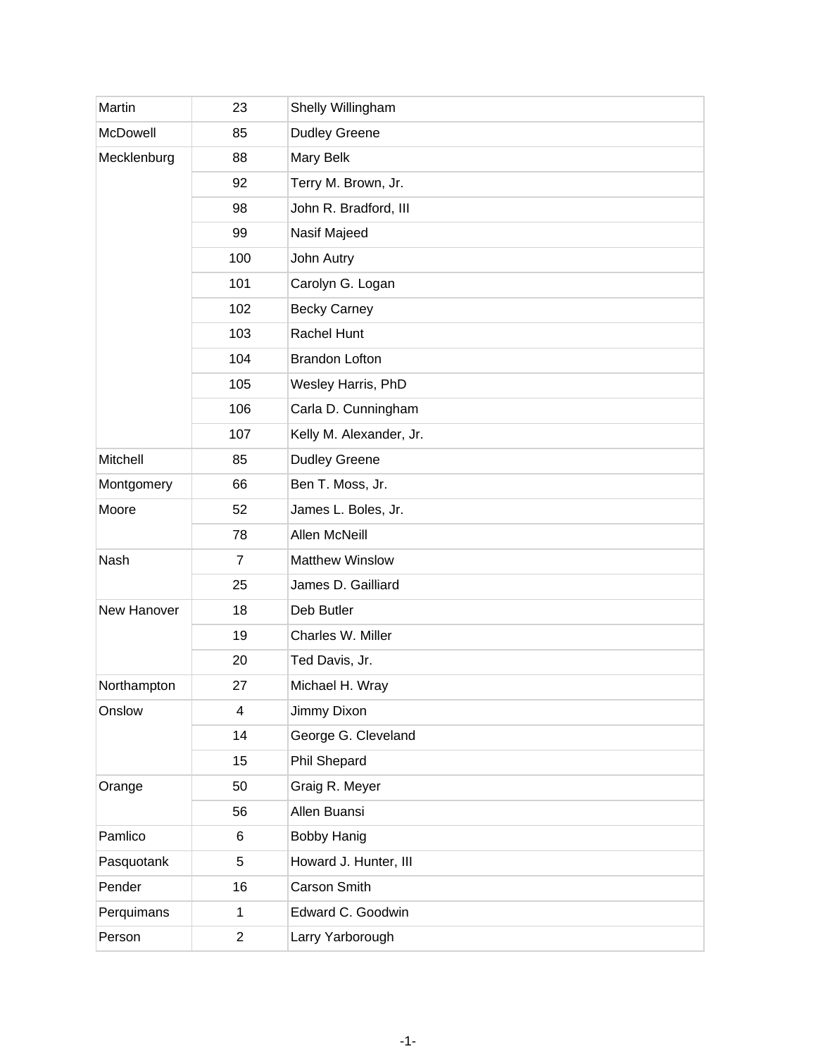| | | |
|---|---|---|
| Martin | 23 | Shelly Willingham |
| McDowell | 85 | Dudley Greene |
| Mecklenburg | 88 | Mary Belk |
| | 92 | Terry M. Brown, Jr. |
| | 98 | John R. Bradford, III |
| | 99 | Nasif Majeed |
| | 100 | John Autry |
| | 101 | Carolyn G. Logan |
| | 102 | Becky Carney |
| | 103 | Rachel Hunt |
| | 104 | Brandon Lofton |
| | 105 | Wesley Harris, PhD |
| | 106 | Carla D. Cunningham |
| | 107 | Kelly M. Alexander, Jr. |
| Mitchell | 85 | Dudley Greene |
| Montgomery | 66 | Ben T. Moss, Jr. |
| Moore | 52 | James L. Boles, Jr. |
| | 78 | Allen McNeill |
| Nash | 7 | Matthew Winslow |
| | 25 | James D. Gailliard |
| New Hanover | 18 | Deb Butler |
| | 19 | Charles W. Miller |
| | 20 | Ted Davis, Jr. |
| Northampton | 27 | Michael H. Wray |
| Onslow | 4 | Jimmy Dixon |
| | 14 | George G. Cleveland |
| | 15 | Phil Shepard |
| Orange | 50 | Graig R. Meyer |
| | 56 | Allen Buansi |
| Pamlico | 6 | Bobby Hanig |
| Pasquotank | 5 | Howard J. Hunter, III |
| Pender | 16 | Carson Smith |
| Perquimans | 1 | Edward C. Goodwin |
| Person | 2 | Larry Yarborough |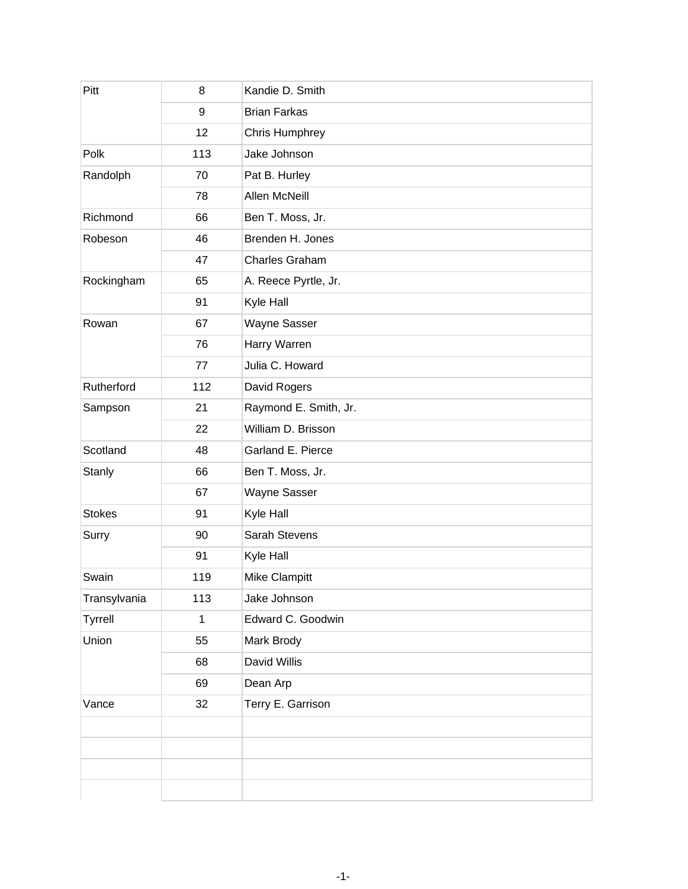| | | |
|---|---|---|
| Pitt | 8 | Kandie D. Smith |
| | 9 | Brian Farkas |
| | 12 | Chris Humphrey |
| Polk | 113 | Jake Johnson |
| Randolph | 70 | Pat B. Hurley |
| | 78 | Allen McNeill |
| Richmond | 66 | Ben T. Moss, Jr. |
| Robeson | 46 | Brenden H. Jones |
| | 47 | Charles Graham |
| Rockingham | 65 | A. Reece Pyrtle, Jr. |
| | 91 | Kyle Hall |
| Rowan | 67 | Wayne Sasser |
| | 76 | Harry Warren |
| | 77 | Julia C. Howard |
| Rutherford | 112 | David Rogers |
| Sampson | 21 | Raymond E. Smith, Jr. |
| | 22 | William D. Brisson |
| Scotland | 48 | Garland E. Pierce |
| Stanly | 66 | Ben T. Moss, Jr. |
| | 67 | Wayne Sasser |
| Stokes | 91 | Kyle Hall |
| Surry | 90 | Sarah Stevens |
| | 91 | Kyle Hall |
| Swain | 119 | Mike Clampitt |
| Transylvania | 113 | Jake Johnson |
| Tyrrell | 1 | Edward C. Goodwin |
| Union | 55 | Mark Brody |
| | 68 | David Willis |
| | 69 | Dean Arp |
| Vance | 32 | Terry E. Garrison |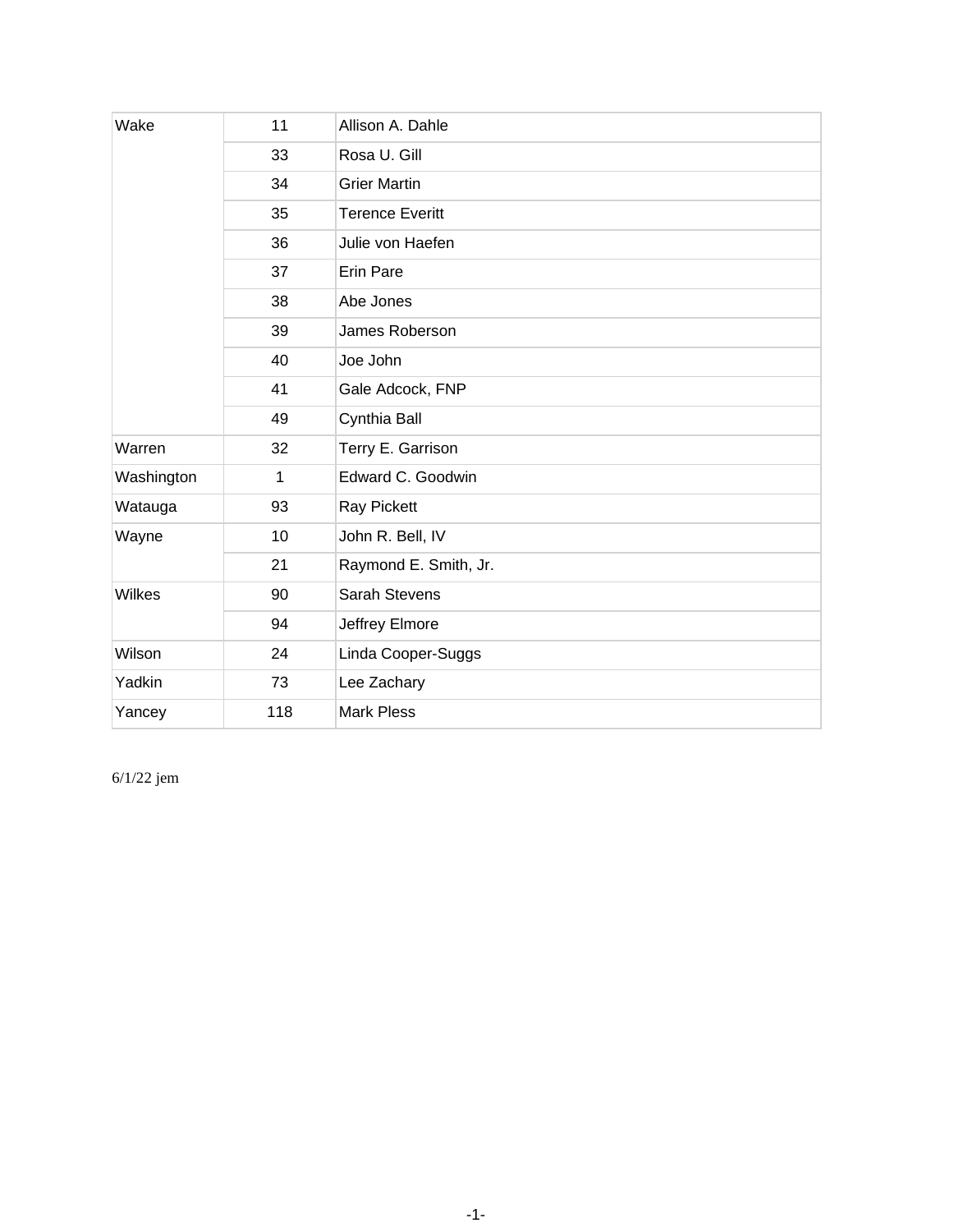| | | |
|---|---|---|
| Wake | 11 | Allison A. Dahle |
| | 33 | Rosa U. Gill |
| | 34 | Grier Martin |
| | 35 | Terence Everitt |
| | 36 | Julie von Haefen |
| | 37 | Erin Pare |
| | 38 | Abe Jones |
| | 39 | James Roberson |
| | 40 | Joe John |
| | 41 | Gale Adcock, FNP |
| | 49 | Cynthia Ball |
| Warren | 32 | Terry E. Garrison |
| Washington | 1 | Edward C. Goodwin |
| Watauga | 93 | Ray Pickett |
| Wayne | 10 | John R. Bell, IV |
| | 21 | Raymond E. Smith, Jr. |
| Wilkes | 90 | Sarah Stevens |
| | 94 | Jeffrey Elmore |
| Wilson | 24 | Linda Cooper-Suggs |
| Yadkin | 73 | Lee Zachary |
| Yancey | 118 | Mark Pless |

6/1/22 jem